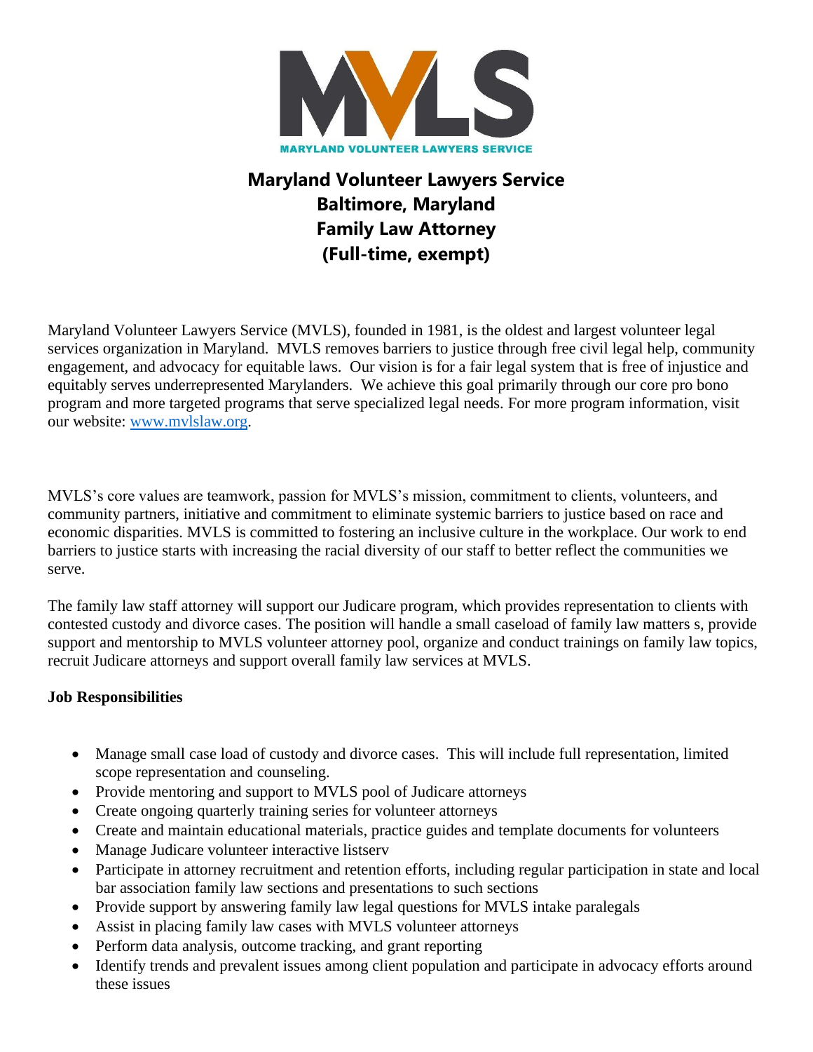MVLS

MARYLAND VOLUNTEER LAWYERS SERVICE

# Maryland Volunteer Lawyers Service
# Baltimore, Maryland
# Family Law Attorney
# (Full-time, exempt)

Maryland Volunteer Lawyers Service (MVLS), founded in 1981, is the oldest and largest volunteer legal services organization in Maryland. MVLS removes barriers to justice through free civil legal help, community engagement, and advocacy for equitable laws. Our vision is for a fair legal system that is free of injustice and equitably serves underrepresented Marylanders. We achieve this goal primarily through our core pro bono program and more targeted programs that serve specialized legal needs. For more program information, visit our website: [www.mvlslaw.org](http://www.mvlslaw.org).

MVLS's core values are teamwork, passion for MVLS's mission, commitment to clients, volunteers, and community partners, initiative and commitment to eliminate systemic barriers to justice based on race and economic disparities. MVLS is committed to fostering an inclusive culture in the workplace. Our work to end barriers to justice starts with increasing the racial diversity of our staff to better reflect the communities we serve.

The family law staff attorney will support our Judicare program, which provides representation to clients with contested custody and divorce cases. The position will handle a small caseload of family law matters s, provide support and mentorship to MVLS volunteer attorney pool, organize and conduct trainings on family law topics, recruit Judicare attorneys and support overall family law services at MVLS.

**Job Responsibilities**

- Manage small case load of custody and divorce cases. This will include full representation, limited scope representation and counseling.
- Provide mentoring and support to MVLS pool of Judicare attorneys
- Create ongoing quarterly training series for volunteer attorneys
- Create and maintain educational materials, practice guides and template documents for volunteers
- Manage Judicare volunteer interactive listserv
- Participate in attorney recruitment and retention efforts, including regular participation in state and local bar association family law sections and presentations to such sections
- Provide support by answering family law legal questions for MVLS intake paralegals
- Assist in placing family law cases with MVLS volunteer attorneys
- Perform data analysis, outcome tracking, and grant reporting
- Identify trends and prevalent issues among client population and participate in advocacy efforts around these issues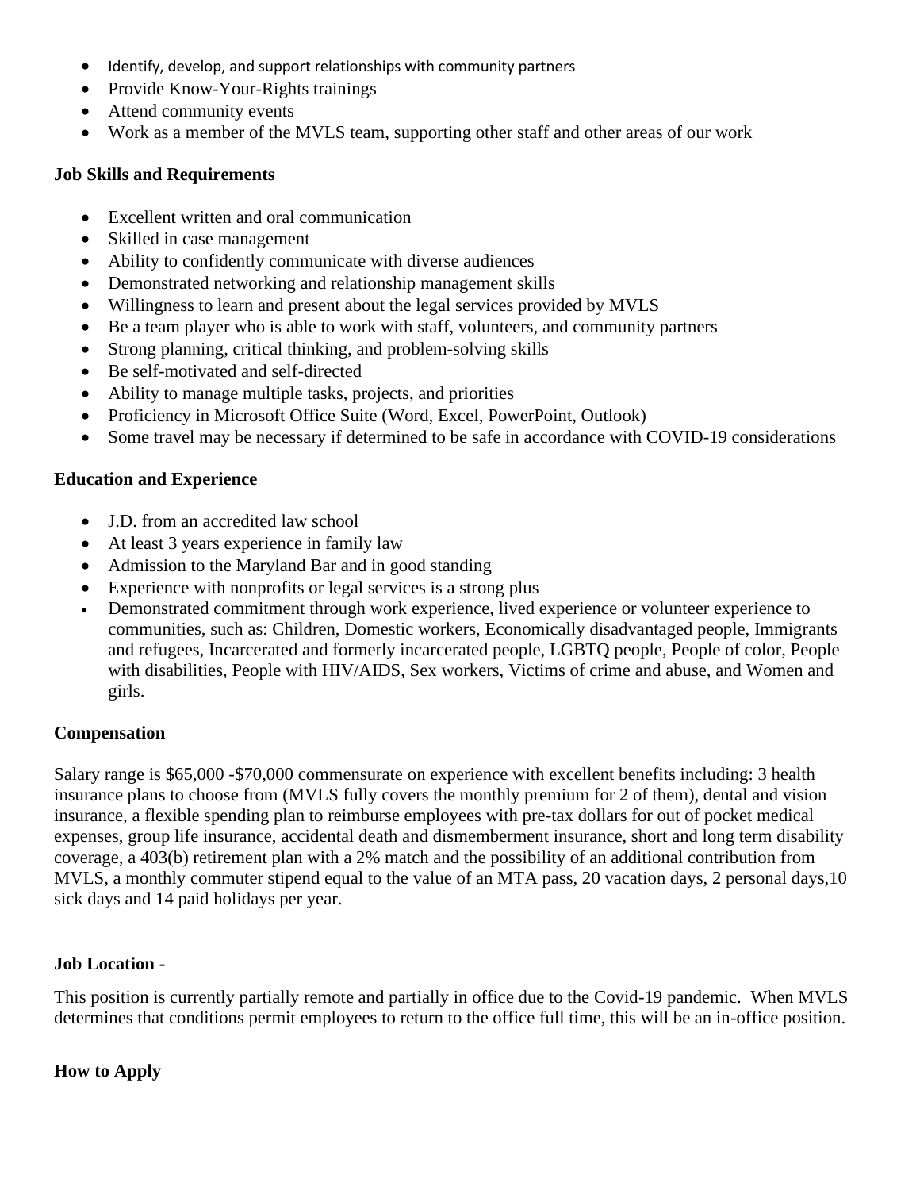- Identify, develop, and support relationships with community partners
- Provide Know-Your-Rights trainings
- Attend community events
- Work as a member of the MVLS team, supporting other staff and other areas of our work

**Job Skills and Requirements**

- Excellent written and oral communication
- Skilled in case management
- Ability to confidently communicate with diverse audiences
- Demonstrated networking and relationship management skills
- Willingness to learn and present about the legal services provided by MVLS
- Be a team player who is able to work with staff, volunteers, and community partners
- Strong planning, critical thinking, and problem-solving skills
- Be self-motivated and self-directed
- Ability to manage multiple tasks, projects, and priorities
- Proficiency in Microsoft Office Suite (Word, Excel, PowerPoint, Outlook)
- Some travel may be necessary if determined to be safe in accordance with COVID-19 considerations

**Education and Experience**

- J.D. from an accredited law school
- At least 3 years experience in family law
- Admission to the Maryland Bar and in good standing
- Experience with nonprofits or legal services is a strong plus
- Demonstrated commitment through work experience, lived experience or volunteer experience to communities, such as: Children, Domestic workers, Economically disadvantaged people, Immigrants and refugees, Incarcerated and formerly incarcerated people, LGBTQ people, People of color, People with disabilities, People with HIV/AIDS, Sex workers, Victims of crime and abuse, and Women and girls.

**Compensation**

Salary range is $65,000 -$70,000 commensurate on experience with excellent benefits including: 3 health insurance plans to choose from (MVLS fully covers the monthly premium for 2 of them), dental and vision insurance, a flexible spending plan to reimburse employees with pre-tax dollars for out of pocket medical expenses, group life insurance, accidental death and dismemberment insurance, short and long term disability coverage, a 403(b) retirement plan with a 2% match and the possibility of an additional contribution from MVLS, a monthly commuter stipend equal to the value of an MTA pass, 20 vacation days, 2 personal days,10 sick days and 14 paid holidays per year.

**Job Location -**

This position is currently partially remote and partially in office due to the Covid-19 pandemic. When MVLS determines that conditions permit employees to return to the office full time, this will be an in-office position.

**How to Apply**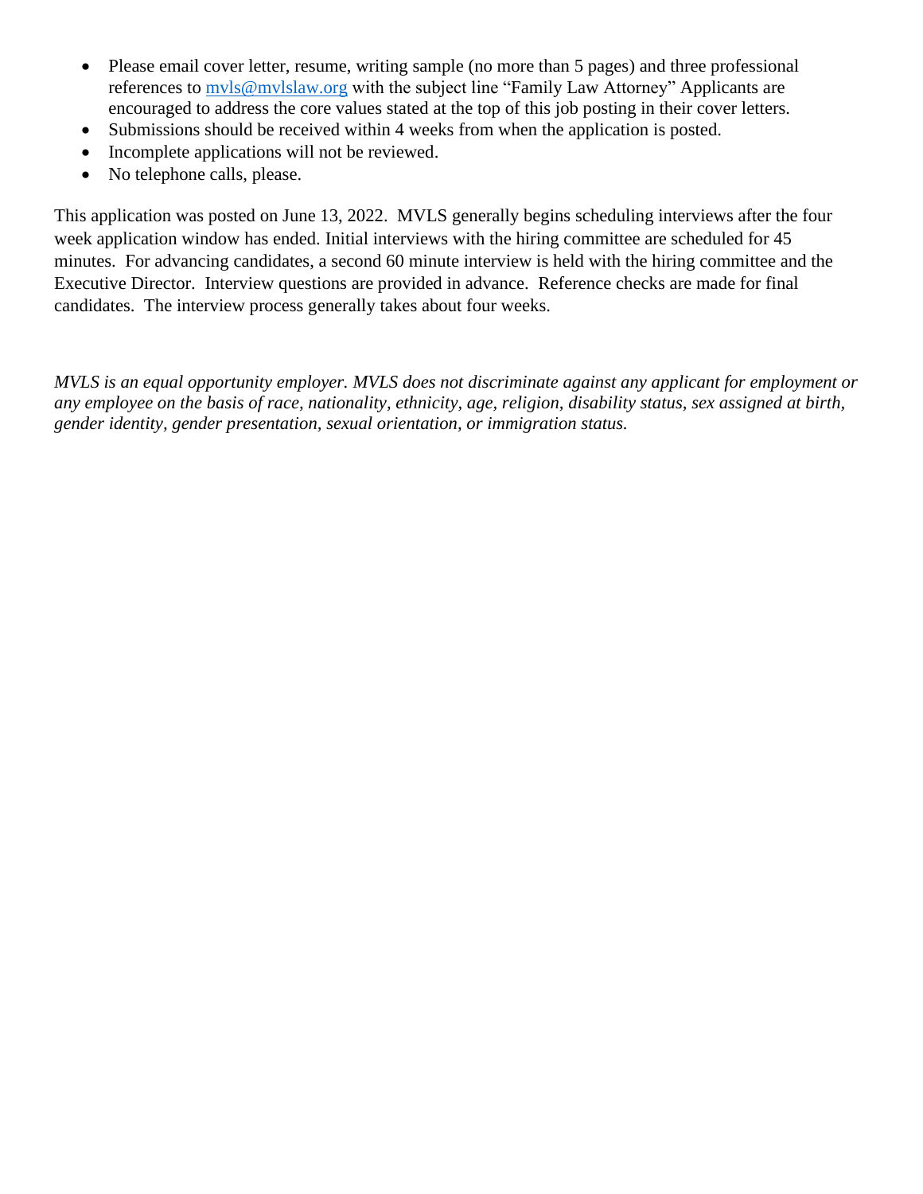- Please email cover letter, resume, writing sample (no more than 5 pages) and three professional references to [mvls@mvlslaw.org](mailto:mvls@mvlslaw.org) with the subject line "Family Law Attorney" Applicants are encouraged to address the core values stated at the top of this job posting in their cover letters.
- Submissions should be received within 4 weeks from when the application is posted.
- Incomplete applications will not be reviewed.
- No telephone calls, please.

This application was posted on June 13, 2022. MVLS generally begins scheduling interviews after the four week application window has ended. Initial interviews with the hiring committee are scheduled for 45 minutes. For advancing candidates, a second 60 minute interview is held with the hiring committee and the Executive Director. Interview questions are provided in advance. Reference checks are made for final candidates. The interview process generally takes about four weeks.

*MVLS is an equal opportunity employer. MVLS does not discriminate against any applicant for employment or any employee on the basis of race, nationality, ethnicity, age, religion, disability status, sex assigned at birth, gender identity, gender presentation, sexual orientation, or immigration status.*